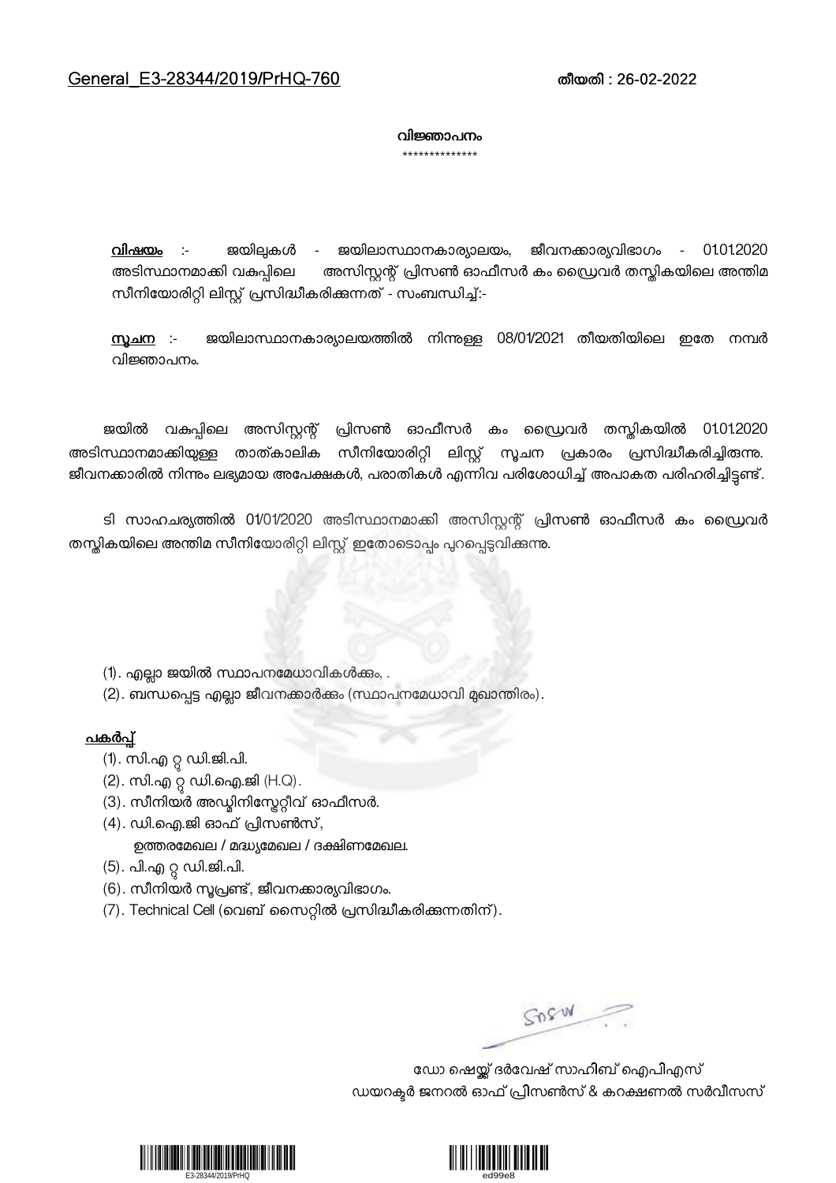General_E3-28344/2019/PrHQ-760 **തീയതി : 26-02-2022**

**വിജ്ഞാപനം**

**************

**<u>വിഷയം</u>** :- ജയിലുകൾ - ജയിലാസ്ഥാനകാര്യാലയം, ജീവനക്കാര്യവിഭാഗം - 01.01.2020 അടിസ്ഥാനമാക്കി വകുപ്പിലെ അസിസ്റ്റന്റ് പ്രിസൺ ഓഫീസർ കം ഡ്രൈവർ തസ്തികയിലെ അന്തിമ സീനിയോറിറ്റി ലിസ്റ്റ് പ്രസിദ്ധീകരിക്കുന്നത് - സംബന്ധിച്ച്:-

**<u>സൂചന</u>** :- ജയിലാസ്ഥാനകാര്യാലയത്തിൽ നിന്നുള്ള 08/01/2021 തീയതിയിലെ ഇതേ നമ്പർ വിജ്ഞാപനം.

ജയിൽ വകുപ്പിലെ അസിസ്റ്റന്റ് പ്രിസൺ ഓഫീസർ കം ഡ്രൈവർ തസ്തികയിൽ 01.01.2020 അടിസ്ഥാനമാക്കിയുള്ള താത്കാലിക സീനിയോറിറ്റി ലിസ്റ്റ് സൂചന പ്രകാരം പ്രസിദ്ധീകരിച്ചിരുന്നു. ജീവനക്കാരിൽ നിന്നും ലഭ്യമായ അപേക്ഷകൾ, പരാതികൾ എന്നിവ പരിശോധിച്ച് അപാകത പരിഹരിച്ചിട്ടുണ്ട്.

ടി സാഹചര്യത്തിൽ 01/01/2020 അടിസ്ഥാനമാക്കി അസിസ്റ്റന്റ് പ്രിസൺ ഓഫീസർ കം ഡ്രൈവർ തസ്തികയിലെ അന്തിമ സീനിയോറിറ്റി ലിസ്റ്റ് ഇതോടൊപ്പം പുറപ്പെടുവിക്കുന്നു.

(1). എല്ലാ ജയിൽ സ്ഥാപനമേധാവികൾക്കും, .
(2). ബന്ധപ്പെട്ട എല്ലാ ജീവനക്കാർക്കും (സ്ഥാപനമേധാവി മുഖാന്തിരം).

**<u>പകർപ്പ്</u>**

(1). സി.എ റ്റു ഡി.ജി.പി.
(2). സി.എ റ്റു ഡി.ഐ.ജി (H.Q).
(3). സീനിയർ അഡ്മിനിസ്ട്രേറ്റീവ് ഓഫീസർ.
(4). ഡി.ഐ.ജി ഓഫ് പ്രിസൺസ്,
    ഉത്തരമേഖല / മദ്ധ്യമേഖല / ദക്ഷിണമേഖല.
(5). പി.എ റ്റു ഡി.ജി.പി.
(6). സീനിയർ സൂപ്രണ്ട്, ജീവനക്കാര്യവിഭാഗം.
(7). Technical Cell (വെബ് സൈറ്റിൽ പ്രസിദ്ധീകരിക്കുന്നതിന്).

ഡോ ഷെയ്ക്ക് ദർവേഷ് സാഹിബ് ഐപിഎസ്
ഡയറക്ടർ ജനറൽ ഓഫ് പ്രിസൺസ് & കറക്ഷണൽ സർവീസസ്

E3-28344/2019/PrHQ

ed99e8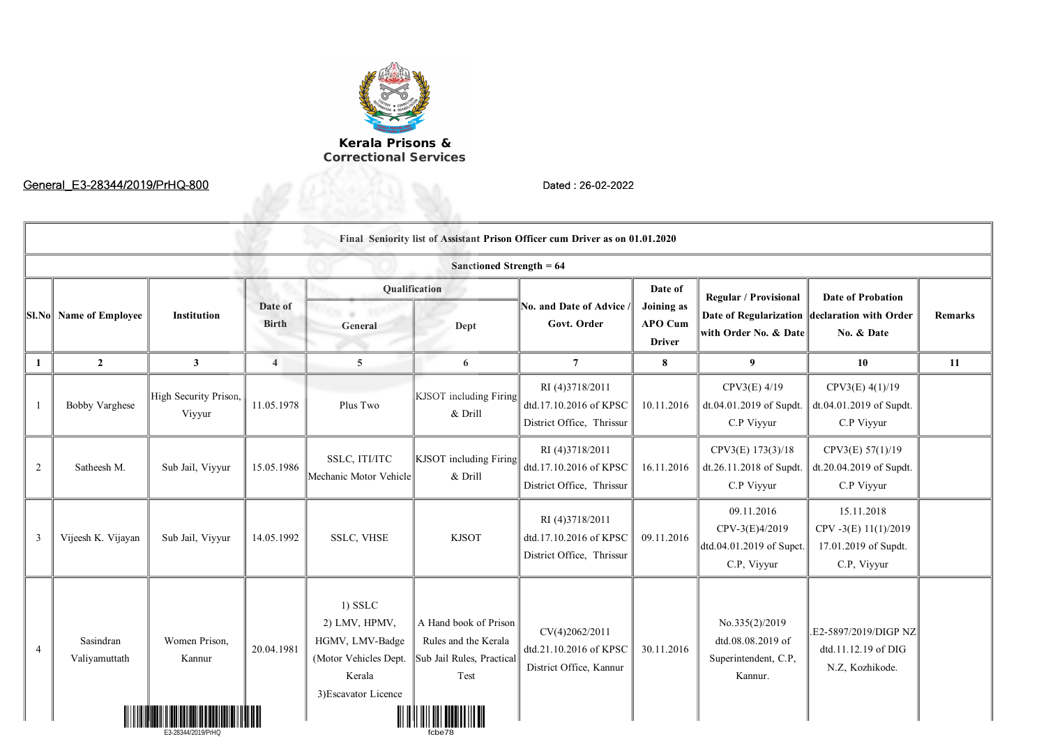**Kerala Prisons & Correctional Services**

General_E3-28344/2019/PrHQ-800 Dated : 26-02-2022

| Final Seniority list of Assistant Prison Officer cum Driver as on 01.01.2020 | | | | | | | | | | |
|---|---|---|---|---|---|---|---|---|---|---|
| Sanctioned Strength = 64 | | | | | | | | | | |
| Sl.No | Name of Employee | Institution | Date of Birth | Qualification | | No. and Date of Advice / Govt. Order | Date of Joining as APO Cum Driver | Regular / Provisional Date of Regularization with Order No. & Date | Date of Probation declaration with Order No. & Date | Remarks |
| | | | | General | Dept | | | | | |
| 1 | 2 | 3 | 4 | 5 | 6 | 7 | 8 | 9 | 10 | 11 |
| 1 | Bobby Varghese | High Security Prison, Viyyur | 11.05.1978 | Plus Two | KJSOT including Firing & Drill | RI (4)3718/2011 dtd.17.10.2016 of KPSC District Office, Thrissur | 10.11.2016 | CPV3(E) 4/19 dt.04.01.2019 of Supdt. C.P Viyyur | CPV3(E) 4(1)/19 dt.04.01.2019 of Supdt. C.P Viyyur | |
| 2 | Satheesh M. | Sub Jail, Viyyur | 15.05.1986 | SSLC, ITI/ITC Mechanic Motor Vehicle | KJSOT including Firing & Drill | RI (4)3718/2011 dtd.17.10.2016 of KPSC District Office, Thrissur | 16.11.2016 | CPV3(E) 173(3)/18 dt.26.11.2018 of Supdt. C.P Viyyur | CPV3(E) 57(1)/19 dt.20.04.2019 of Supdt. C.P Viyyur | |
| 3 | Vijeesh K. Vijayan | Sub Jail, Viyyur | 14.05.1992 | SSLC, VHSE | KJSOT | RI (4)3718/2011 dtd.17.10.2016 of KPSC District Office, Thrissur | 09.11.2016 | 09.11.2016 CPV-3(E)4/2019 dtd.04.01.2019 of Supct. C.P, Viyyur | 15.11.2018 CPV -3(E) 11(1)/2019 17.01.2019 of Supdt. C.P, Viyyur | |
| 4 | Sasindran Valiyamuttath | Women Prison, Kannur | 20.04.1981 | 1) SSLC 2) LMV, HPMV, HGMV, LMV-Badge (Motor Vehicles Dept. Kerala 3)Escavator Licence | A Hand book of Prison Rules and the Kerala Sub Jail Rules, Practical Test | CV(4)2062/2011 dtd.21.10.2016 of KPSC District Office, Kannur | 30.11.2016 | No.335(2)/2019 dtd.08.08.2019 of Superintendent, C.P, Kannur. | .E2-5897/2019/DIGP NZ dtd.11.12.19 of DIG N.Z, Kozhikode. | |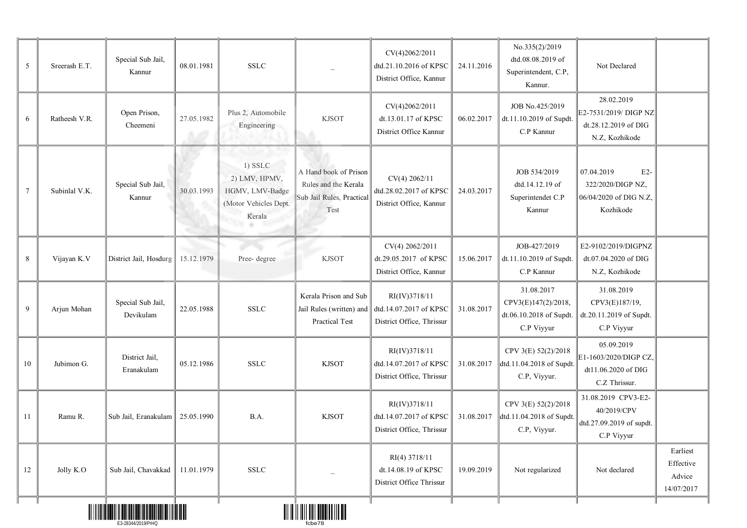| | | | | | | | | | | |
|---|---|---|---|---|---|---|---|---|---|---|
| 5 | Sreerash E.T. | Special Sub Jail, Kannur | 08.01.1981 | SSLC | _ | CV(4)2062/2011 dtd.21.10.2016 of KPSC District Office, Kannur | 24.11.2016 | No.335(2)/2019 dtd.08.08.2019 of Superintendent, C.P, Kannur. | Not Declared | |
| 6 | Ratheesh V.R. | Open Prison, Cheemeni | 27.05.1982 | Plus 2, Automobile Engineering | KJSOT | CV(4)2062/2011 dt.13.01.17 of KPSC District Office Kannur | 06.02.2017 | JOB No.425/2019 dt.11.10.2019 of Supdt. C.P Kannur | 28.02.2019 E2-7531/2019/ DIGP NZ dt.28.12.2019 of DIG N.Z, Kozhikode | |
| 7 | Subinlal V.K. | Special Sub Jail, Kannur | 30.03.1993 | 1) SSLC 2) LMV, HPMV, HGMV, LMV-Badge (Motor Vehicles Dept. Kerala | A Hand book of Prison Rules and the Kerala Sub Jail Rules, Practical Test | CV(4) 2062/11 dtd.28.02.2017 of KPSC District Office, Kannur | 24.03.2017 | JOB 534/2019 dtd.14.12.19 of Superintendet C.P Kannur | 07.04.2019 E2-322/2020/DIGP NZ, 06/04/2020 of DIG N.Z, Kozhikode | |
| 8 | Vijayan K.V | District Jail, Hosdurg | 15.12.1979 | Pree- degree | KJSOT | CV(4) 2062/2011 dt.29.05.2017 of KPSC District Office, Kannur | 15.06.2017 | JOB-427/2019 dt.11.10.2019 of Supdt. C.P Kannur | E2-9102/2019/DIGPNZ dt.07.04.2020 of DIG N.Z, Kozhikode | |
| 9 | Arjun Mohan | Special Sub Jail, Devikulam | 22.05.1988 | SSLC | Kerala Prison and Sub Jail Rules (written) and Practical Test | RI(IV)3718/11 dtd.14.07.2017 of KPSC District Office, Thrissur | 31.08.2017 | 31.08.2017 CPV3(E)147(2)/2018, dt.06.10.2018 of Supdt. C.P Viyyur | 31.08.2019 CPV3(E)187/19, dt.20.11.2019 of Supdt. C.P Viyyur | |
| 10 | Jubimon G. | District Jail, Eranakulam | 05.12.1986 | SSLC | KJSOT | RI(IV)3718/11 dtd.14.07.2017 of KPSC District Office, Thrissur | 31.08.2017 | CPV 3(E) 52(2)/2018 dtd.11.04.2018 of Supdt. C.P, Viyyur. | 05.09.2019 E1-1603/2020/DIGP CZ, dt11.06.2020 of DIG C.Z Thrissur. | |
| 11 | Ramu R. | Sub Jail, Eranakulam | 25.05.1990 | B.A. | KJSOT | RI(IV)3718/11 dtd.14.07.2017 of KPSC District Office, Thrissur | 31.08.2017 | CPV 3(E) 52(2)/2018 dtd.11.04.2018 of Supdt. C.P, Viyyur. | 31.08.2019 CPV3-E2-40/2019/CPV dtd.27.09.2019 of supdt. C.P Viyyur | |
| 12 | Jolly K.O | Sub Jail, Chavakkad | 11.01.1979 | SSLC | _ | RI(4) 3718/11 dt.14.08.19 of KPSC District Office Thrissur | 19.09.2019 | Not regularized | Not declared | Earliest Effective Advice 14/07/2017 |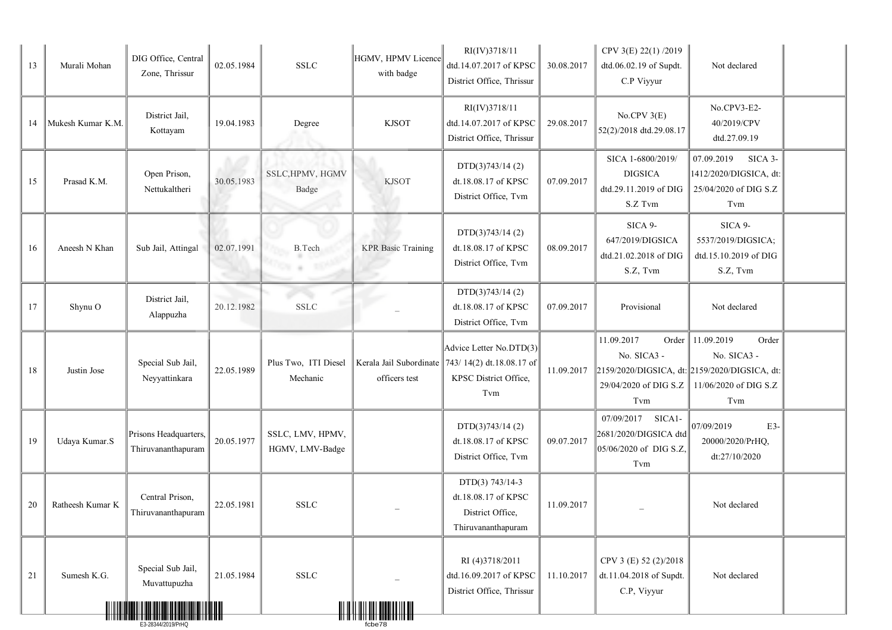| 13 | Murali Mohan | DIG Office, Central Zone, Thrissur | 02.05.1984 | SSLC | HGMV, HPMV Licence with badge | RI(IV)3718/11 dtd.14.07.2017 of KPSC District Office, Thrissur | 30.08.2017 | CPV 3(E) 22(1) /2019 dtd.06.02.19 of Supdt. C.P Viyyur | Not declared | |
|---|---|---|---|---|---|---|---|---|---|---|
| 14 | Mukesh Kumar K.M. | District Jail, Kottayam | 19.04.1983 | Degree | KJSOT | RI(IV)3718/11 dtd.14.07.2017 of KPSC District Office, Thrissur | 29.08.2017 | No.CPV 3(E) 52(2)/2018 dtd.29.08.17 | No.CPV3-E2-40/2019/CPV dtd.27.09.19 | |
| 15 | Prasad K.M. | Open Prison, Nettukaltheri | 30.05.1983 | SSLC,HPMV, HGMV Badge | KJSOT | DTD(3)743/14 (2) dt.18.08.17 of KPSC District Office, Tvm | 07.09.2017 | SICA 1-6800/2019/ DIGSICA dtd.29.11.2019 of DIG S.Z Tvm | 07.09.2019 SICA 3-1412/2020/DIGSICA, dt: 25/04/2020 of DIG S.Z Tvm | |
| 16 | Aneesh N Khan | Sub Jail, Attingal | 02.07.1991 | B.Tech | KPR Basic Training | DTD(3)743/14 (2) dt.18.08.17 of KPSC District Office, Tvm | 08.09.2017 | SICA 9-647/2019/DIGSICA dtd.21.02.2018 of DIG S.Z, Tvm | SICA 9-5537/2019/DIGSICA; dtd.15.10.2019 of DIG S.Z, Tvm | |
| 17 | Shynu O | District Jail, Alappuzha | 20.12.1982 | SSLC | _ | DTD(3)743/14 (2) dt.18.08.17 of KPSC District Office, Tvm | 07.09.2017 | Provisional | Not declared | |
| 18 | Justin Jose | Special Sub Jail, Neyyattinkara | 22.05.1989 | Plus Two, ITI Diesel Mechanic | Kerala Jail Subordinate officers test | Advice Letter No.DTD(3) 743/ 14(2) dt.18.08.17 of KPSC District Office, Tvm | 11.09.2017 | 11.09.2017 Order No. SICA3 - 2159/2020/DIGSICA, dt: 29/04/2020 of DIG S.Z Tvm | 11.09.2019 Order No. SICA3 - 2159/2020/DIGSICA, dt: 11/06/2020 of DIG S.Z Tvm | |
| 19 | Udaya Kumar.S | Prisons Headquarters, Thiruvananthapuram | 20.05.1977 | SSLC, LMV, HPMV, HGMV, LMV-Badge | | DTD(3)743/14 (2) dt.18.08.17 of KPSC District Office, Tvm | 09.07.2017 | 07/09/2017 SICA1-2681/2020/DIGSICA dtd 05/06/2020 of DIG S.Z, Tvm | 07/09/2019 E3-20000/2020/PrHQ, dt:27/10/2020 | |
| 20 | Ratheesh Kumar K | Central Prison, Thiruvananthapuram | 22.05.1981 | SSLC | _ | DTD(3) 743/14-3 dt.18.08.17 of KPSC District Office, Thiruvananthapuram | 11.09.2017 | _ | Not declared | |
| 21 | Sumesh K.G. | Special Sub Jail, Muvattupuzha | 21.05.1984 | SSLC | _ | RI (4)3718/2011 dtd.16.09.2017 of KPSC District Office, Thrissur | 11.10.2017 | CPV 3 (E) 52 (2)/2018 dt.11.04.2018 of Supdt. C.P, Viyyur | Not declared | |

E3-28344/2019/PrHQ

fcbe78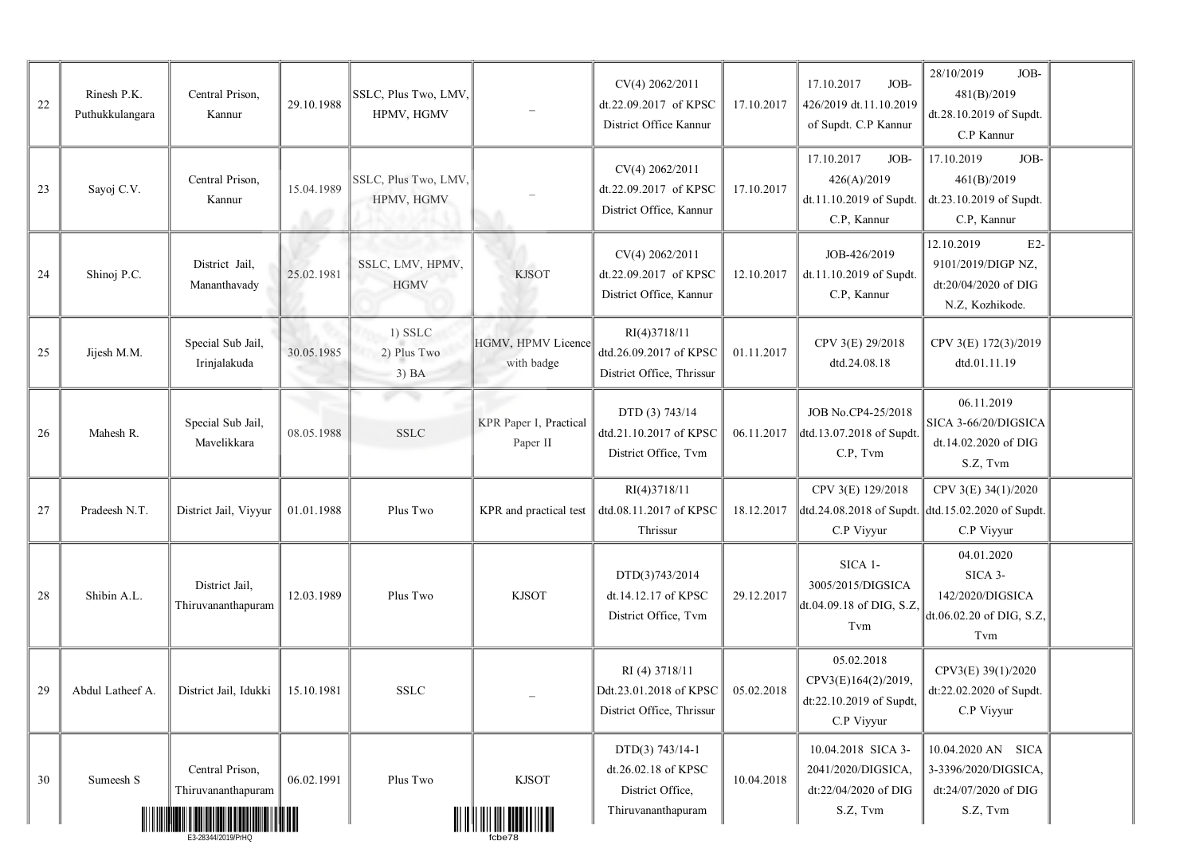| | | | | | | | | | | |
|---|---|---|---|---|---|---|---|---|---|---|
| 22 | Rinesh P.K. Puthukkulangara | Central Prison, Kannur | 29.10.1988 | SSLC, Plus Two, LMV, HPMV, HGMV | – | CV(4) 2062/2011 dt.22.09.2017 of KPSC District Office Kannur | 17.10.2017 | 17.10.2017 JOB-426/2019 dt.11.10.2019 of Supdt. C.P Kannur | 28/10/2019 JOB-481(B)/2019 dt.28.10.2019 of Supdt. C.P Kannur | |
| 23 | Sayoj C.V. | Central Prison, Kannur | 15.04.1989 | SSLC, Plus Two, LMV, HPMV, HGMV | – | CV(4) 2062/2011 dt.22.09.2017 of KPSC District Office, Kannur | 17.10.2017 | 17.10.2017 JOB-426(A)/2019 dt.11.10.2019 of Supdt. C.P, Kannur | 17.10.2019 JOB-461(B)/2019 dt.23.10.2019 of Supdt. C.P, Kannur | |
| 24 | Shinoj P.C. | District Jail, Mananthavady | 25.02.1981 | SSLC, LMV, HPMV, HGMV | KJSOT | CV(4) 2062/2011 dt.22.09.2017 of KPSC District Office, Kannur | 12.10.2017 | JOB-426/2019 dt.11.10.2019 of Supdt. C.P, Kannur | 12.10.2019 E2-9101/2019/DIGP NZ, dt:20/04/2020 of DIG N.Z, Kozhikode. | |
| 25 | Jijesh M.M. | Special Sub Jail, Irinjalakuda | 30.05.1985 | 1) SSLC 2) Plus Two 3) BA | HGMV, HPMV Licence with badge | RI(4)3718/11 dtd.26.09.2017 of KPSC District Office, Thrissur | 01.11.2017 | CPV 3(E) 29/2018 dtd.24.08.18 | CPV 3(E) 172(3)/2019 dtd.01.11.19 | |
| 26 | Mahesh R. | Special Sub Jail, Mavelikkara | 08.05.1988 | SSLC | KPR Paper I, Practical Paper II | DTD (3) 743/14 dtd.21.10.2017 of KPSC District Office, Tvm | 06.11.2017 | JOB No.CP4-25/2018 dtd.13.07.2018 of Supdt. C.P, Tvm | 06.11.2019 SICA 3-66/20/DIGSICA dt.14.02.2020 of DIG S.Z, Tvm | |
| 27 | Pradeesh N.T. | District Jail, Viyyur | 01.01.1988 | Plus Two | KPR and practical test | RI(4)3718/11 dtd.08.11.2017 of KPSC Thrissur | 18.12.2017 | CPV 3(E) 129/2018 dtd.24.08.2018 of Supdt. C.P Viyyur | CPV 3(E) 34(1)/2020 dtd.15.02.2020 of Supdt. C.P Viyyur | |
| 28 | Shibin A.L. | District Jail, Thiruvananthapuram | 12.03.1989 | Plus Two | KJSOT | DTD(3)743/2014 dt.14.12.17 of KPSC District Office, Tvm | 29.12.2017 | SICA 1-3005/2015/DIGSICA dt.04.09.18 of DIG, S.Z, Tvm | 04.01.2020 SICA 3-142/2020/DIGSICA dt.06.02.20 of DIG, S.Z, Tvm | |
| 29 | Abdul Latheef A. | District Jail, Idukki | 15.10.1981 | SSLC | – | RI (4) 3718/11 Ddt.23.01.2018 of KPSC District Office, Thrissur | 05.02.2018 | 05.02.2018 CPV3(E)164(2)/2019, dt:22.10.2019 of Supdt, C.P Viyyur | CPV3(E) 39(1)/2020 dt:22.02.2020 of Supdt. C.P Viyyur | |
| 30 | Sumeesh S | Central Prison, Thiruvananthapuram | 06.02.1991 | Plus Two | KJSOT | DTD(3) 743/14-1 dt.26.02.18 of KPSC District Office, Thiruvananthapuram | 10.04.2018 | 10.04.2018 SICA 3-2041/2020/DIGSICA, dt:22/04/2020 of DIG S.Z, Tvm | 10.04.2020 AN SICA 3-3396/2020/DIGSICA, dt:24/07/2020 of DIG S.Z, Tvm | |

E3-28344/2019/PrHQ

fcbe78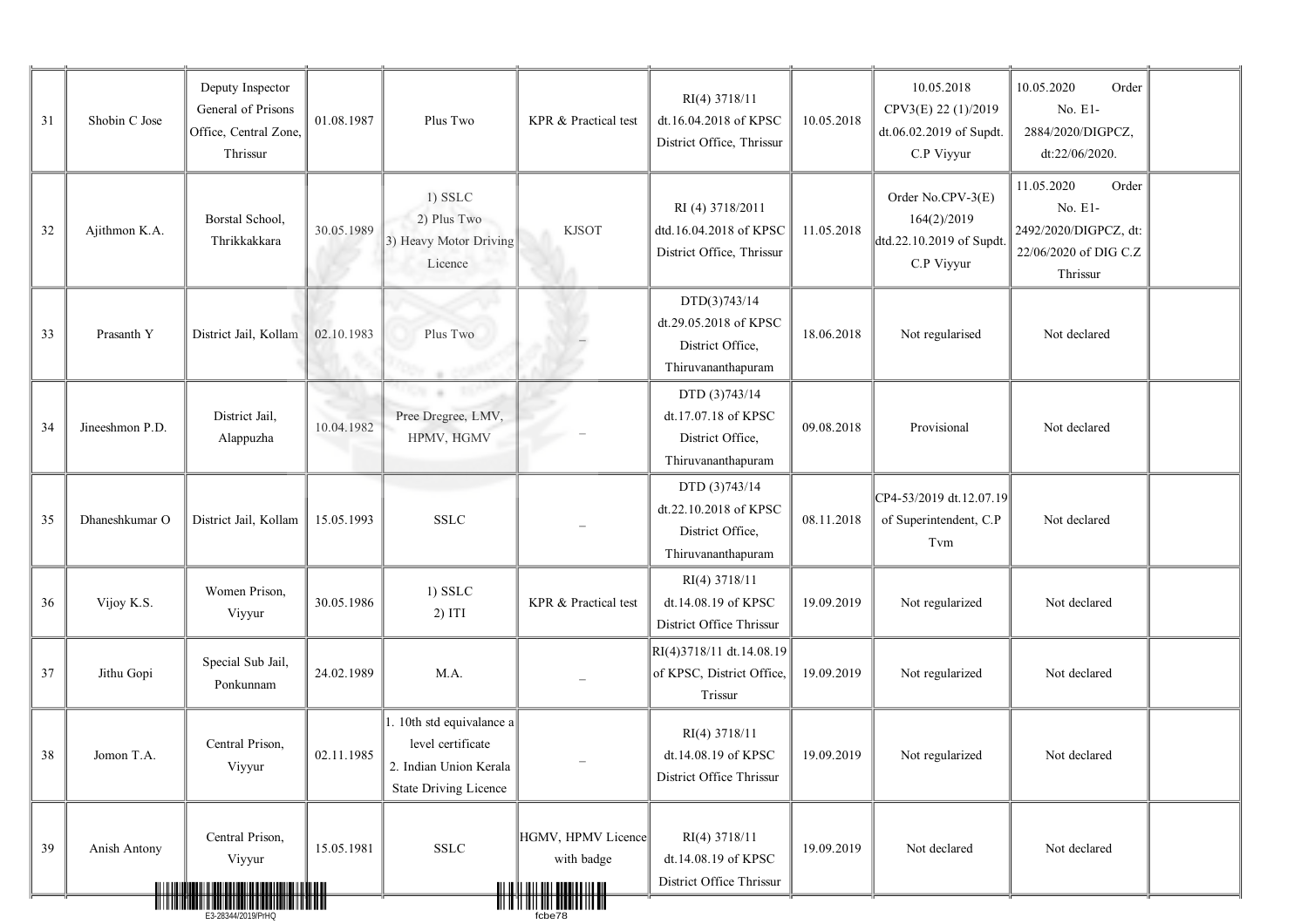| | | | | | | | | | | |
|---|---|---|---|---|---|---|---|---|---|---|
| 31 | Shobin C Jose | Deputy Inspector General of Prisons Office, Central Zone, Thrissur | 01.08.1987 | Plus Two | KPR & Practical test | RI(4) 3718/11 dt.16.04.2018 of KPSC District Office, Thrissur | 10.05.2018 | 10.05.2018 CPV3(E) 22 (1)/2019 dt.06.02.2019 of Supdt. C.P Viyyur | 10.05.2020 Order No. E1-2884/2020/DIGPCZ, dt:22/06/2020. | |
| 32 | Ajithmon K.A. | Borstal School, Thrikkakkara | 30.05.1989 | 1) SSLC 2) Plus Two 3) Heavy Motor Driving Licence | KJSOT | RI (4) 3718/2011 dtd.16.04.2018 of KPSC District Office, Thrissur | 11.05.2018 | Order No.CPV-3(E) 164(2)/2019 dtd.22.10.2019 of Supdt. C.P Viyyur | 11.05.2020 Order No. E1-2492/2020/DIGPCZ, dt: 22/06/2020 of DIG C.Z Thrissur | |
| 33 | Prasanth Y | District Jail, Kollam | 02.10.1983 | Plus Two | _ | DTD(3)743/14 dt.29.05.2018 of KPSC District Office, Thiruvananthapuram | 18.06.2018 | Not regularised | Not declared | |
| 34 | Jineeshmon P.D. | District Jail, Alappuzha | 10.04.1982 | Pree Dregree, LMV, HPMV, HGMV | _ | DTD (3)743/14 dt.17.07.18 of KPSC District Office, Thiruvananthapuram | 09.08.2018 | Provisional | Not declared | |
| 35 | Dhaneshkumar O | District Jail, Kollam | 15.05.1993 | SSLC | _ | DTD (3)743/14 dt.22.10.2018 of KPSC District Office, Thiruvananthapuram | 08.11.2018 | CP4-53/2019 dt.12.07.19 of Superintendent, C.P Tvm | Not declared | |
| 36 | Vijoy K.S. | Women Prison, Viyyur | 30.05.1986 | 1) SSLC 2) ITI | KPR & Practical test | RI(4) 3718/11 dt.14.08.19 of KPSC District Office Thrissur | 19.09.2019 | Not regularized | Not declared | |
| 37 | Jithu Gopi | Special Sub Jail, Ponkunnam | 24.02.1989 | M.A. | _ | RI(4)3718/11 dt.14.08.19 of KPSC, District Office, Trissur | 19.09.2019 | Not regularized | Not declared | |
| 38 | Jomon T.A. | Central Prison, Viyyur | 02.11.1985 | 1. 10th std equivalance a level certificate 2. Indian Union Kerala State Driving Licence | _ | RI(4) 3718/11 dt.14.08.19 of KPSC District Office Thrissur | 19.09.2019 | Not regularized | Not declared | |
| 39 | Anish Antony | Central Prison, Viyyur | 15.05.1981 | SSLC | HGMV, HPMV Licence with badge | RI(4) 3718/11 dt.14.08.19 of KPSC District Office Thrissur | 19.09.2019 | Not declared | Not declared | |

E3-28344/2019/PrHQ

fcbe78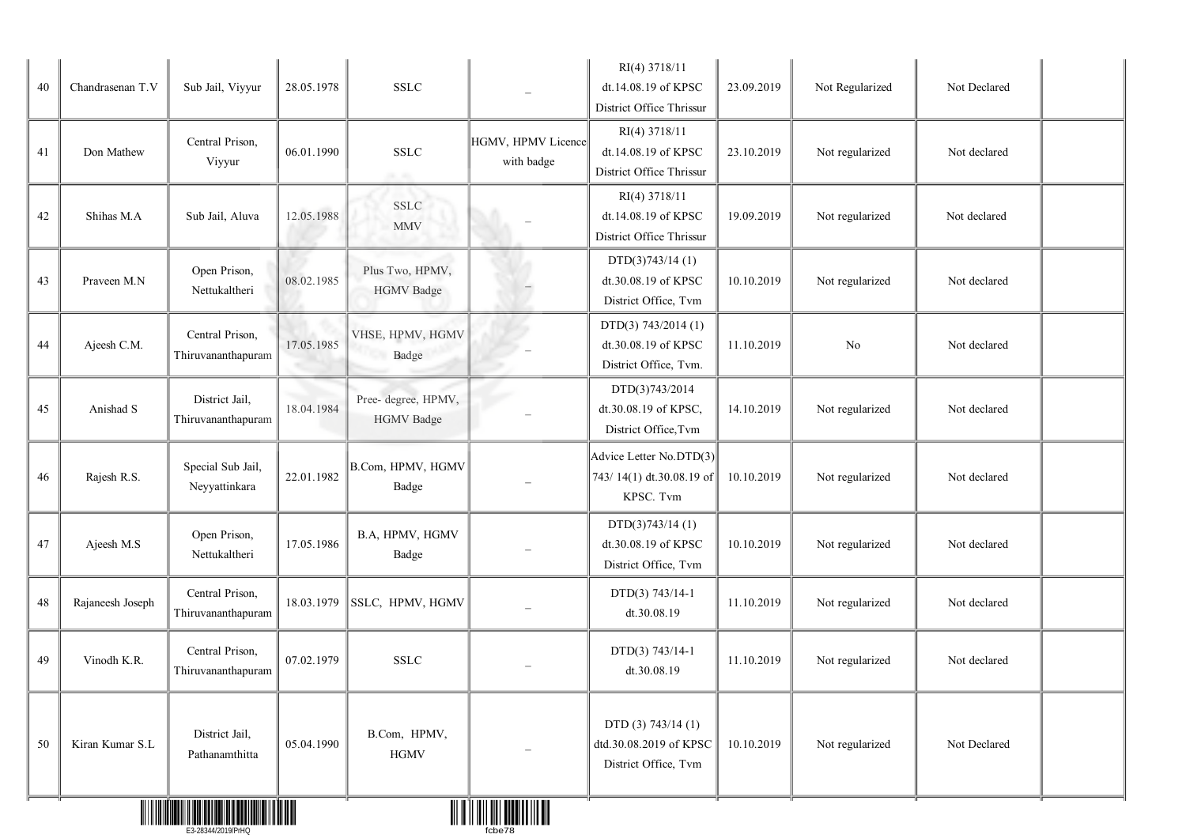| | | | | | | | | | | |
|---|---|---|---|---|---|---|---|---|---|---|
| 40 | Chandrasenan T.V | Sub Jail, Viyyur | 28.05.1978 | SSLC | _ | RI(4) 3718/11 dt.14.08.19 of KPSC District Office Thrissur | 23.09.2019 | Not Regularized | Not Declared | |
| 41 | Don Mathew | Central Prison, Viyyur | 06.01.1990 | SSLC | HGMV, HPMV Licence with badge | RI(4) 3718/11 dt.14.08.19 of KPSC District Office Thrissur | 23.10.2019 | Not regularized | Not declared | |
| 42 | Shihas M.A | Sub Jail, Aluva | 12.05.1988 | SSLC MMV | _ | RI(4) 3718/11 dt.14.08.19 of KPSC District Office Thrissur | 19.09.2019 | Not regularized | Not declared | |
| 43 | Praveen M.N | Open Prison, Nettukaltheri | 08.02.1985 | Plus Two, HPMV, HGMV Badge | _ | DTD(3)743/14 (1) dt.30.08.19 of KPSC District Office, Tvm | 10.10.2019 | Not regularized | Not declared | |
| 44 | Ajeesh C.M. | Central Prison, Thiruvananthapuram | 17.05.1985 | VHSE, HPMV, HGMV Badge | _ | DTD(3) 743/2014 (1) dt.30.08.19 of KPSC District Office, Tvm. | 11.10.2019 | No | Not declared | |
| 45 | Anishad S | District Jail, Thiruvananthapuram | 18.04.1984 | Pree- degree, HPMV, HGMV Badge | _ | DTD(3)743/2014 dt.30.08.19 of KPSC, District Office,Tvm | 14.10.2019 | Not regularized | Not declared | |
| 46 | Rajesh R.S. | Special Sub Jail, Neyyattinkara | 22.01.1982 | B.Com, HPMV, HGMV Badge | _ | Advice Letter No.DTD(3) 743/ 14(1) dt.30.08.19 of KPSC. Tvm | 10.10.2019 | Not regularized | Not declared | |
| 47 | Ajeesh M.S | Open Prison, Nettukaltheri | 17.05.1986 | B.A, HPMV, HGMV Badge | _ | DTD(3)743/14 (1) dt.30.08.19 of KPSC District Office, Tvm | 10.10.2019 | Not regularized | Not declared | |
| 48 | Rajaneesh Joseph | Central Prison, Thiruvananthapuram | 18.03.1979 | SSLC, HPMV, HGMV | _ | DTD(3) 743/14-1 dt.30.08.19 | 11.10.2019 | Not regularized | Not declared | |
| 49 | Vinodh K.R. | Central Prison, Thiruvananthapuram | 07.02.1979 | SSLC | _ | DTD(3) 743/14-1 dt.30.08.19 | 11.10.2019 | Not regularized | Not declared | |
| 50 | Kiran Kumar S.L | District Jail, Pathanamthitta | 05.04.1990 | B.Com, HPMV, HGMV | _ | DTD (3) 743/14 (1) dtd.30.08.2019 of KPSC District Office, Tvm | 10.10.2019 | Not regularized | Not Declared | |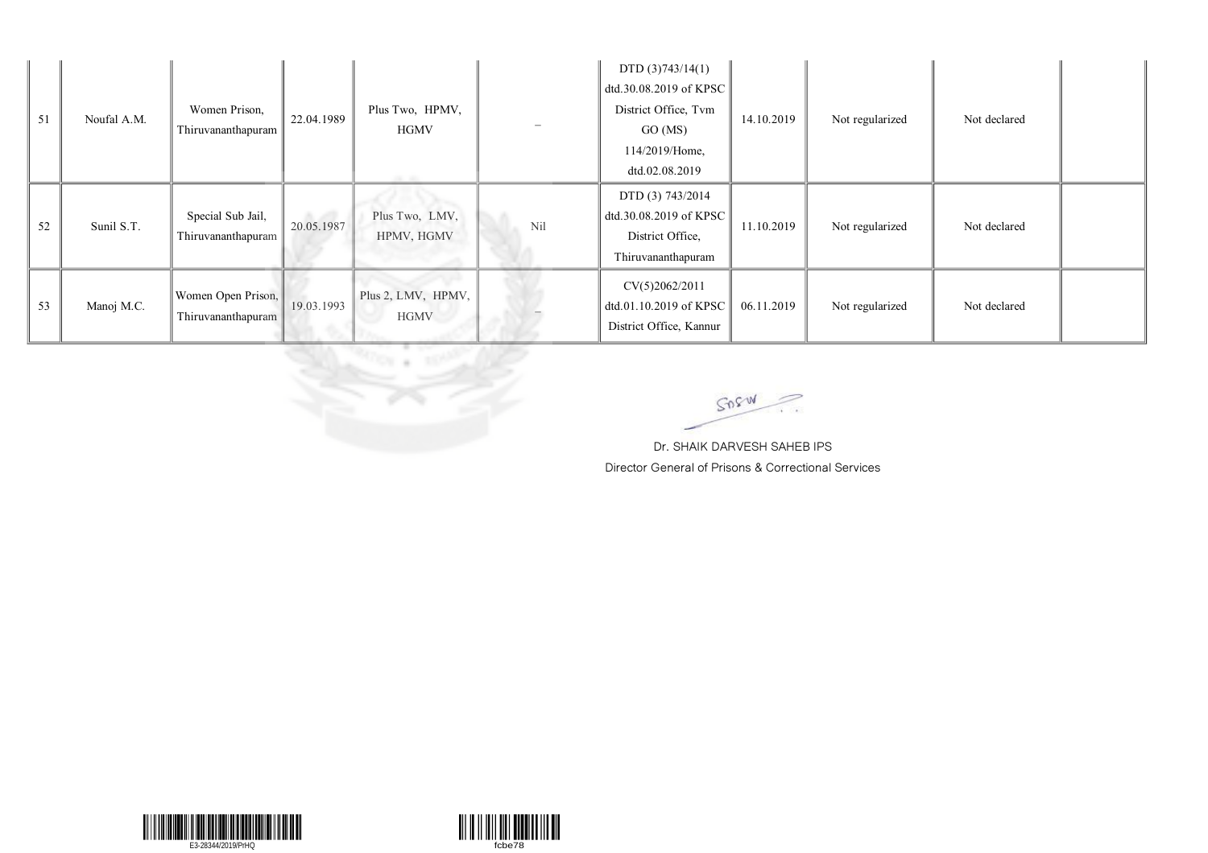| | | | | | | | | | | |
|---|---|---|---|---|---|---|---|---|---|---|
| 51 | Noufal A.M. | Women Prison, Thiruvananthapuram | 22.04.1989 | Plus Two, HPMV, HGMV | – | DTD (3)743/14(1) dtd.30.08.2019 of KPSC District Office, Tvm GO (MS) 114/2019/Home, dtd.02.08.2019 | 14.10.2019 | Not regularized | Not declared | |
| 52 | Sunil S.T. | Special Sub Jail, Thiruvananthapuram | 20.05.1987 | Plus Two, LMV, HPMV, HGMV | Nil | DTD (3) 743/2014 dtd.30.08.2019 of KPSC District Office, Thiruvananthapuram | 11.10.2019 | Not regularized | Not declared | |
| 53 | Manoj M.C. | Women Open Prison, Thiruvananthapuram | 19.03.1993 | Plus 2, LMV, HPMV, HGMV | – | CV(5)2062/2011 dtd.01.10.2019 of KPSC District Office, Kannur | 06.11.2019 | Not regularized | Not declared | |

Dr. SHAIK DARVESH SAHEB IPS
Director General of Prisons & Correctional Services

E3-28344/2019/PrHQ

fcbe78